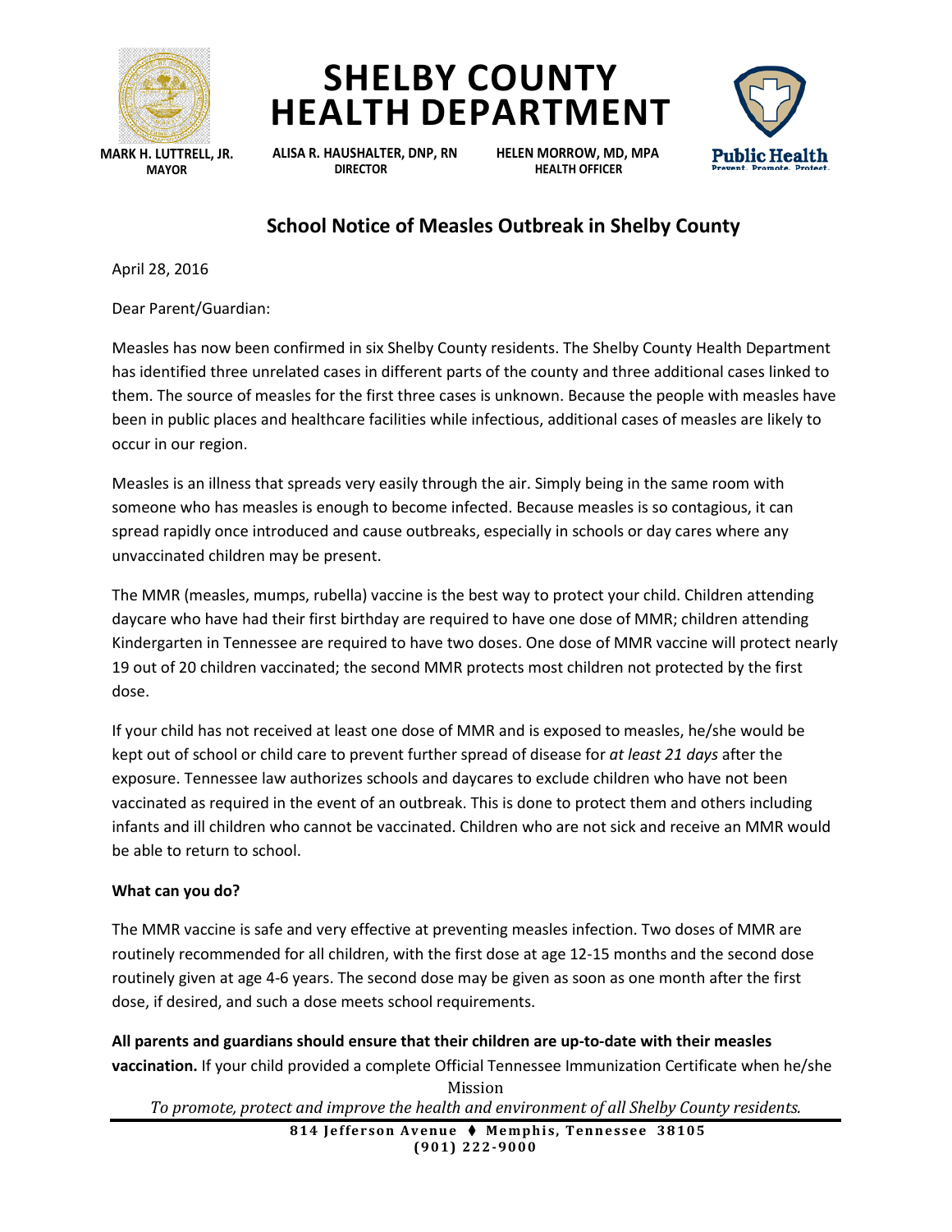# SHELBY COUNTY HEALTH DEPARTMENT

**MARK H. LUTTRELL, JR.**
**MAYOR**

**ALISA R. HAUSHALTER, DNP, RN**
**DIRECTOR**

**HELEN MORROW, MD, MPA**
**HEALTH OFFICER**

Public Health
Prevent. Promote. Protect.

## School Notice of Measles Outbreak in Shelby County

April 28, 2016

Dear Parent/Guardian:

Measles has now been confirmed in six Shelby County residents. The Shelby County Health Department has identified three unrelated cases in different parts of the county and three additional cases linked to them. The source of measles for the first three cases is unknown. Because the people with measles have been in public places and healthcare facilities while infectious, additional cases of measles are likely to occur in our region.

Measles is an illness that spreads very easily through the air. Simply being in the same room with someone who has measles is enough to become infected. Because measles is so contagious, it can spread rapidly once introduced and cause outbreaks, especially in schools or day cares where any unvaccinated children may be present.

The MMR (measles, mumps, rubella) vaccine is the best way to protect your child. Children attending daycare who have had their first birthday are required to have one dose of MMR; children attending Kindergarten in Tennessee are required to have two doses. One dose of MMR vaccine will protect nearly 19 out of 20 children vaccinated; the second MMR protects most children not protected by the first dose.

If your child has not received at least one dose of MMR and is exposed to measles, he/she would be kept out of school or child care to prevent further spread of disease for *at least 21 days* after the exposure. Tennessee law authorizes schools and daycares to exclude children who have not been vaccinated as required in the event of an outbreak. This is done to protect them and others including infants and ill children who cannot be vaccinated. Children who are not sick and receive an MMR would be able to return to school.

**What can you do?**

The MMR vaccine is safe and very effective at preventing measles infection. Two doses of MMR are routinely recommended for all children, with the first dose at age 12-15 months and the second dose routinely given at age 4-6 years. The second dose may be given as soon as one month after the first dose, if desired, and such a dose meets school requirements.

**All parents and guardians should ensure that their children are up-to-date with their measles vaccination.** If your child provided a complete Official Tennessee Immunization Certificate when he/she

Mission
*To promote, protect and improve the health and environment of all Shelby County residents.*

814 Jefferson Avenue ♦ Memphis, Tennessee 38105
(901) 222-9000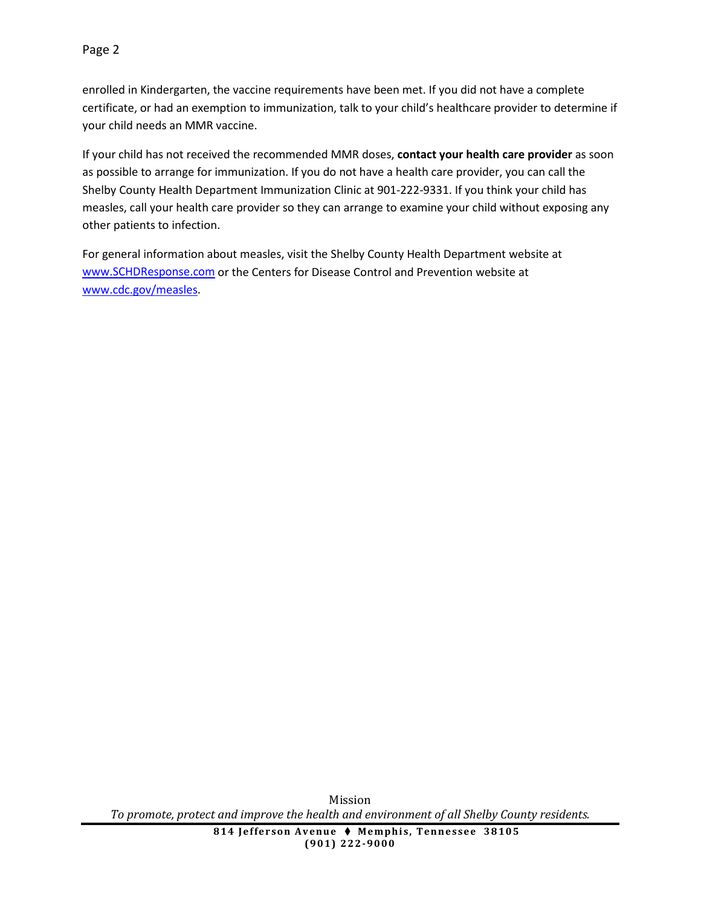enrolled in Kindergarten, the vaccine requirements have been met. If you did not have a complete certificate, or had an exemption to immunization, talk to your child's healthcare provider to determine if your child needs an MMR vaccine.

If your child has not received the recommended MMR doses, **contact your health care provider** as soon as possible to arrange for immunization. If you do not have a health care provider, you can call the Shelby County Health Department Immunization Clinic at 901-222-9331. If you think your child has measles, call your health care provider so they can arrange to examine your child without exposing any other patients to infection.

For general information about measles, visit the Shelby County Health Department website at [www.SCHDResponse.com](http://www.SCHDResponse.com) or the Centers for Disease Control and Prevention website at [www.cdc.gov/measles](http://www.cdc.gov/measles).

Mission

*To promote, protect and improve the health and environment of all Shelby County residents.*

**814 Jefferson Avenue ⧫ Memphis, Tennessee 38105**
**(901) 222-9000**